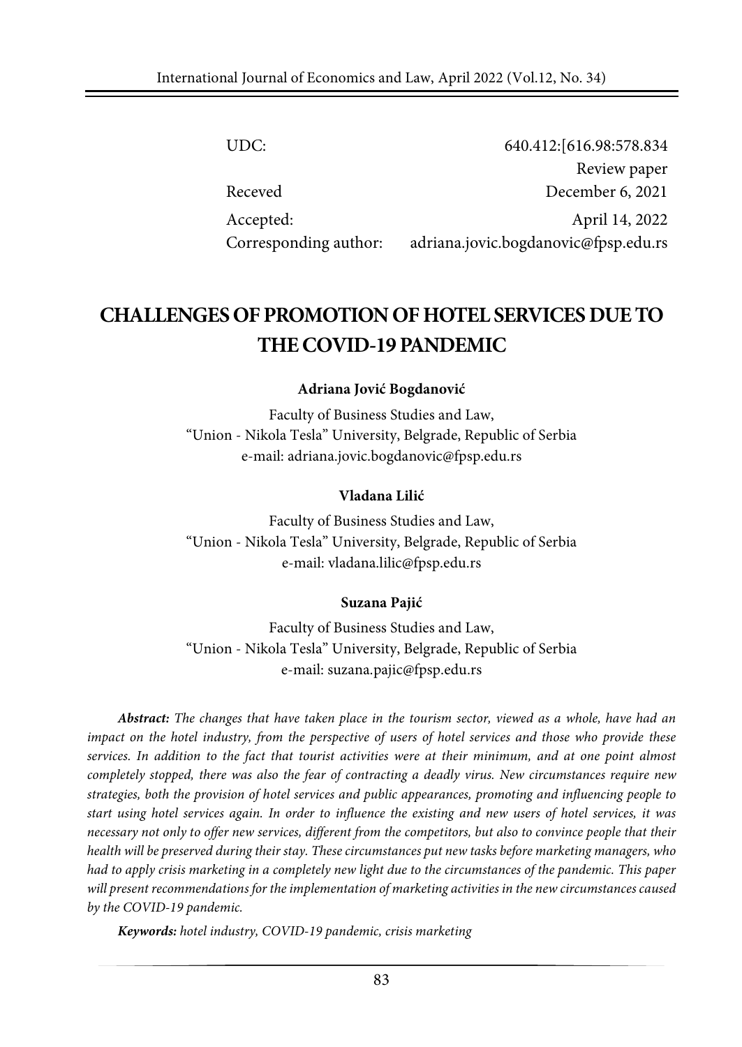| | |
|---|---|
| UDC: | 640.412:[616.98:578.834 |
| | Review paper |
| Receved | December 6, 2021 |
| Accepted: | April 14, 2022 |
| Corresponding author: | adriana.jovic.bogdanovic@fpsp.edu.rs |

# CHALLENGES OF PROMOTION OF HOTEL SERVICES DUE TO THE COVID-19 PANDEMIC

**Adriana Jović Bogdanović**

Faculty of Business Studies and Law,
"Union - Nikola Tesla" University, Belgrade, Republic of Serbia
e-mail: adriana.jovic.bogdanovic@fpsp.edu.rs

**Vladana Lilić**

Faculty of Business Studies and Law,
"Union - Nikola Tesla" University, Belgrade, Republic of Serbia
e-mail: vladana.lilic@fpsp.edu.rs

**Suzana Pajić**

Faculty of Business Studies and Law,
"Union - Nikola Tesla" University, Belgrade, Republic of Serbia
e-mail: suzana.pajic@fpsp.edu.rs

***Abstract:*** *The changes that have taken place in the tourism sector, viewed as a whole, have had an impact on the hotel industry, from the perspective of users of hotel services and those who provide these services. In addition to the fact that tourist activities were at their minimum, and at one point almost completely stopped, there was also the fear of contracting a deadly virus. New circumstances require new strategies, both the provision of hotel services and public appearances, promoting and influencing people to start using hotel services again. In order to influence the existing and new users of hotel services, it was necessary not only to offer new services, different from the competitors, but also to convince people that their health will be preserved during their stay. These circumstances put new tasks before marketing managers, who had to apply crisis marketing in a completely new light due to the circumstances of the pandemic. This paper will present recommendations for the implementation of marketing activities in the new circumstances caused by the COVID-19 pandemic.*

***Keywords:*** *hotel industry, COVID-19 pandemic, crisis marketing*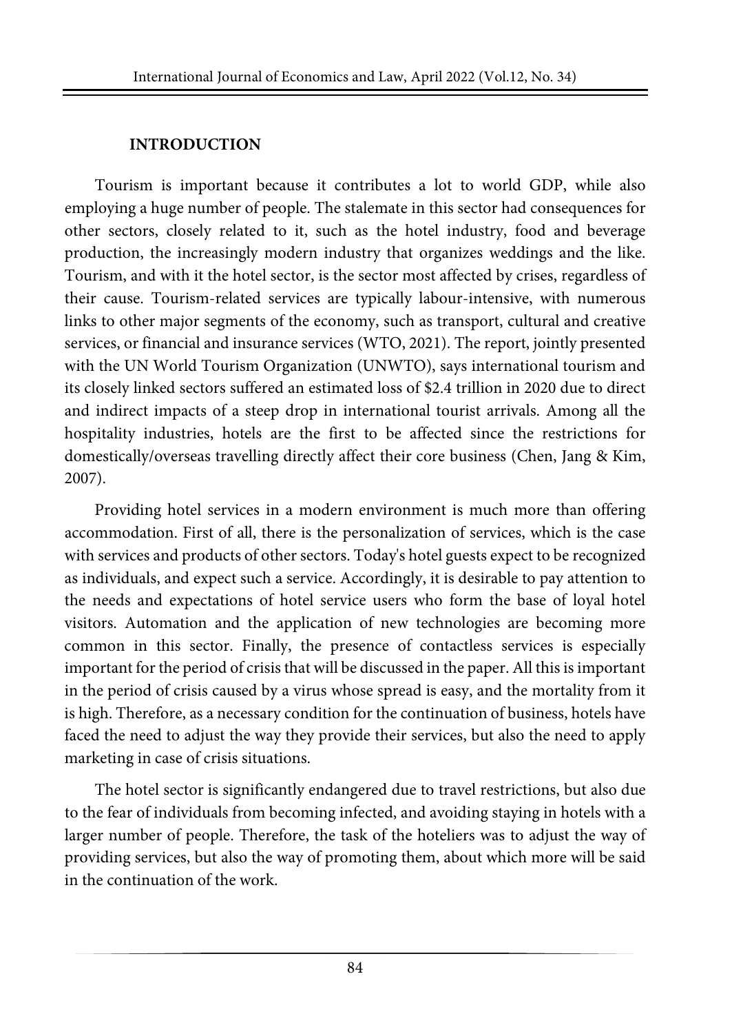## INTRODUCTION

Tourism is important because it contributes a lot to world GDP, while also employing a huge number of people. The stalemate in this sector had consequences for other sectors, closely related to it, such as the hotel industry, food and beverage production, the increasingly modern industry that organizes weddings and the like. Tourism, and with it the hotel sector, is the sector most affected by crises, regardless of their cause. Tourism-related services are typically labour-intensive, with numerous links to other major segments of the economy, such as transport, cultural and creative services, or financial and insurance services (WTO, 2021). The report, jointly presented with the UN World Tourism Organization (UNWTO), says international tourism and its closely linked sectors suffered an estimated loss of $2.4 trillion in 2020 due to direct and indirect impacts of a steep drop in international tourist arrivals. Among all the hospitality industries, hotels are the first to be affected since the restrictions for domestically/overseas travelling directly affect their core business (Chen, Jang & Kim, 2007).

Providing hotel services in a modern environment is much more than offering accommodation. First of all, there is the personalization of services, which is the case with services and products of other sectors. Today's hotel guests expect to be recognized as individuals, and expect such a service. Accordingly, it is desirable to pay attention to the needs and expectations of hotel service users who form the base of loyal hotel visitors. Automation and the application of new technologies are becoming more common in this sector. Finally, the presence of contactless services is especially important for the period of crisis that will be discussed in the paper. All this is important in the period of crisis caused by a virus whose spread is easy, and the mortality from it is high. Therefore, as a necessary condition for the continuation of business, hotels have faced the need to adjust the way they provide their services, but also the need to apply marketing in case of crisis situations.

The hotel sector is significantly endangered due to travel restrictions, but also due to the fear of individuals from becoming infected, and avoiding staying in hotels with a larger number of people. Therefore, the task of the hoteliers was to adjust the way of providing services, but also the way of promoting them, about which more will be said in the continuation of the work.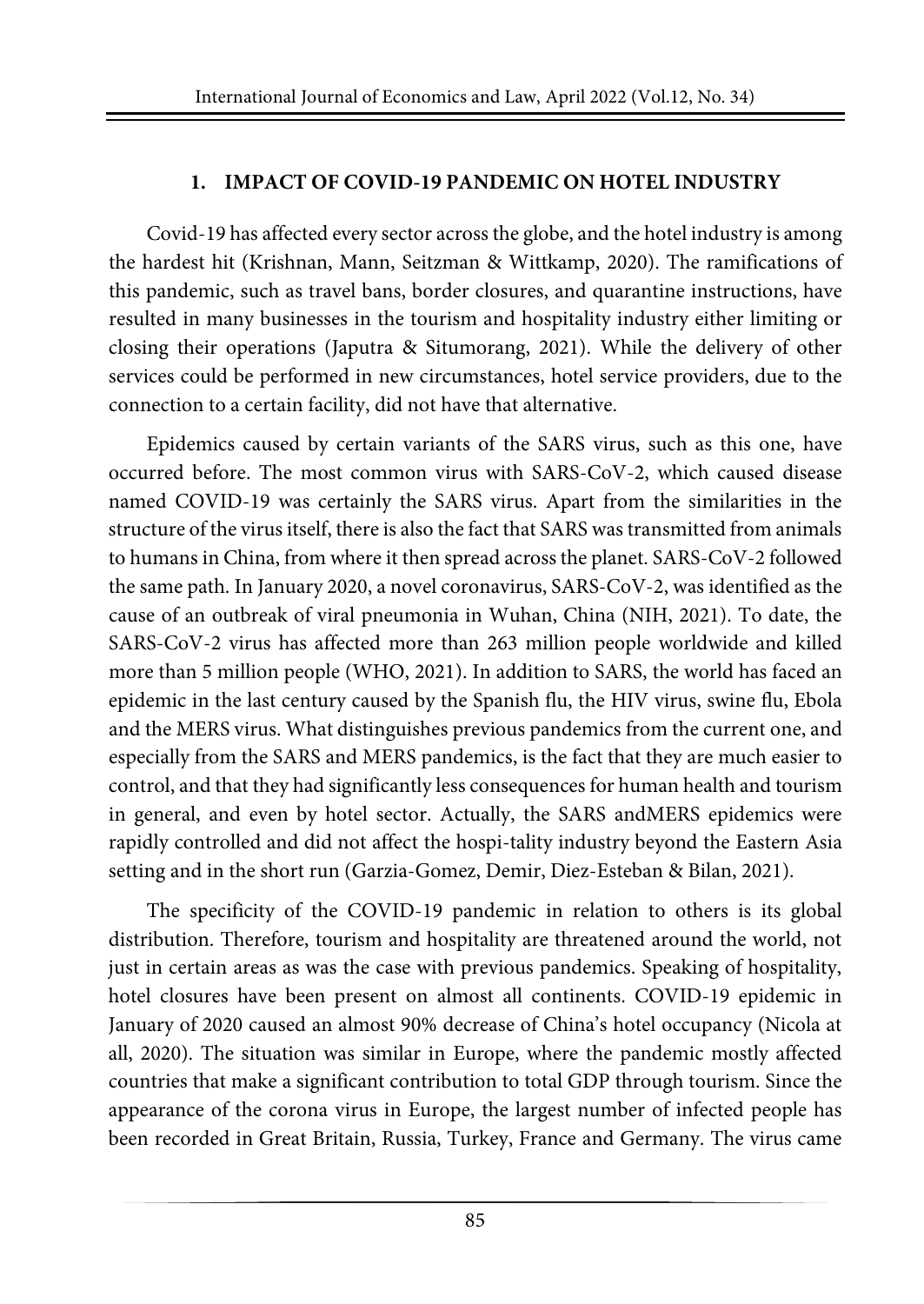## 1. IMPACT OF COVID-19 PANDEMIC ON HOTEL INDUSTRY

Covid-19 has affected every sector across the globe, and the hotel industry is among the hardest hit (Krishnan, Mann, Seitzman & Wittkamp, 2020). The ramifications of this pandemic, such as travel bans, border closures, and quarantine instructions, have resulted in many businesses in the tourism and hospitality industry either limiting or closing their operations (Japutra & Situmorang, 2021). While the delivery of other services could be performed in new circumstances, hotel service providers, due to the connection to a certain facility, did not have that alternative.

Epidemics caused by certain variants of the SARS virus, such as this one, have occurred before. The most common virus with SARS-CoV-2, which caused disease named COVID-19 was certainly the SARS virus. Apart from the similarities in the structure of the virus itself, there is also the fact that SARS was transmitted from animals to humans in China, from where it then spread across the planet. SARS-CoV-2 followed the same path. In January 2020, a novel coronavirus, SARS-CoV-2, was identified as the cause of an outbreak of viral pneumonia in Wuhan, China (NIH, 2021). To date, the SARS-CoV-2 virus has affected more than 263 million people worldwide and killed more than 5 million people (WHO, 2021). In addition to SARS, the world has faced an epidemic in the last century caused by the Spanish flu, the HIV virus, swine flu, Ebola and the MERS virus. What distinguishes previous pandemics from the current one, and especially from the SARS and MERS pandemics, is the fact that they are much easier to control, and that they had significantly less consequences for human health and tourism in general, and even by hotel sector. Actually, the SARS andMERS epidemics were rapidly controlled and did not affect the hospi-tality industry beyond the Eastern Asia setting and in the short run (Garzia-Gomez, Demir, Diez-Esteban & Bilan, 2021).

The specificity of the COVID-19 pandemic in relation to others is its global distribution. Therefore, tourism and hospitality are threatened around the world, not just in certain areas as was the case with previous pandemics. Speaking of hospitality, hotel closures have been present on almost all continents. COVID-19 epidemic in January of 2020 caused an almost 90% decrease of China's hotel occupancy (Nicola at all, 2020). The situation was similar in Europe, where the pandemic mostly affected countries that make a significant contribution to total GDP through tourism. Since the appearance of the corona virus in Europe, the largest number of infected people has been recorded in Great Britain, Russia, Turkey, France and Germany. The virus came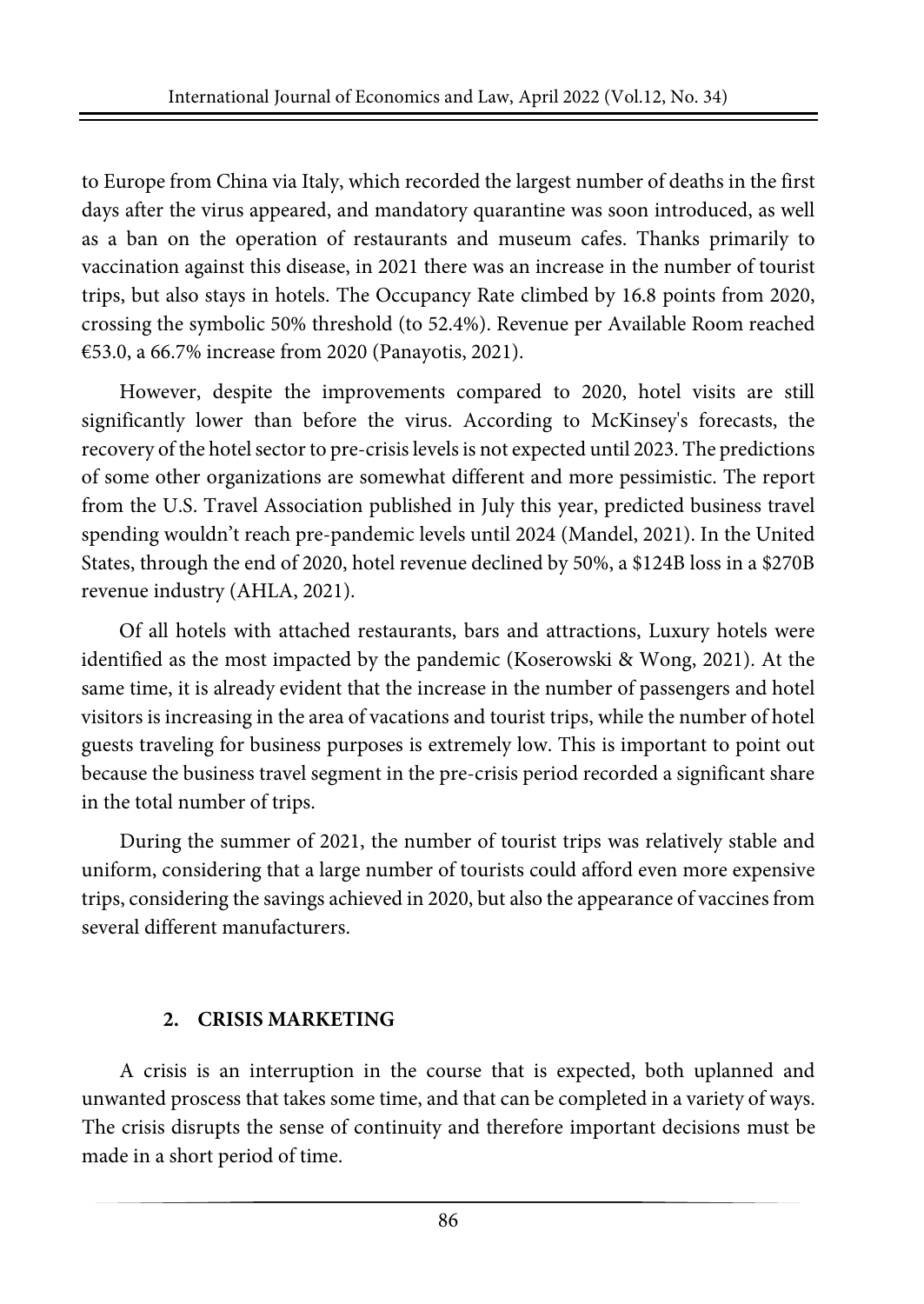to Europe from China via Italy, which recorded the largest number of deaths in the first days after the virus appeared, and mandatory quarantine was soon introduced, as well as a ban on the operation of restaurants and museum cafes. Thanks primarily to vaccination against this disease, in 2021 there was an increase in the number of tourist trips, but also stays in hotels. The Occupancy Rate climbed by 16.8 points from 2020, crossing the symbolic 50% threshold (to 52.4%). Revenue per Available Room reached €53.0, a 66.7% increase from 2020 (Panayotis, 2021).

However, despite the improvements compared to 2020, hotel visits are still significantly lower than before the virus. According to McKinsey's forecasts, the recovery of the hotel sector to pre-crisis levels is not expected until 2023. The predictions of some other organizations are somewhat different and more pessimistic. The report from the U.S. Travel Association published in July this year, predicted business travel spending wouldn't reach pre-pandemic levels until 2024 (Mandel, 2021). In the United States, through the end of 2020, hotel revenue declined by 50%, a $124B loss in a $270B revenue industry (AHLA, 2021).

Of all hotels with attached restaurants, bars and attractions, Luxury hotels were identified as the most impacted by the pandemic (Koserowski & Wong, 2021). At the same time, it is already evident that the increase in the number of passengers and hotel visitors is increasing in the area of vacations and tourist trips, while the number of hotel guests traveling for business purposes is extremely low. This is important to point out because the business travel segment in the pre-crisis period recorded a significant share in the total number of trips.

During the summer of 2021, the number of tourist trips was relatively stable and uniform, considering that a large number of tourists could afford even more expensive trips, considering the savings achieved in 2020, but also the appearance of vaccines from several different manufacturers.

## 2. CRISIS MARKETING

A crisis is an interruption in the course that is expected, both uplanned and unwanted proscess that takes some time, and that can be completed in a variety of ways. The crisis disrupts the sense of continuity and therefore important decisions must be made in a short period of time.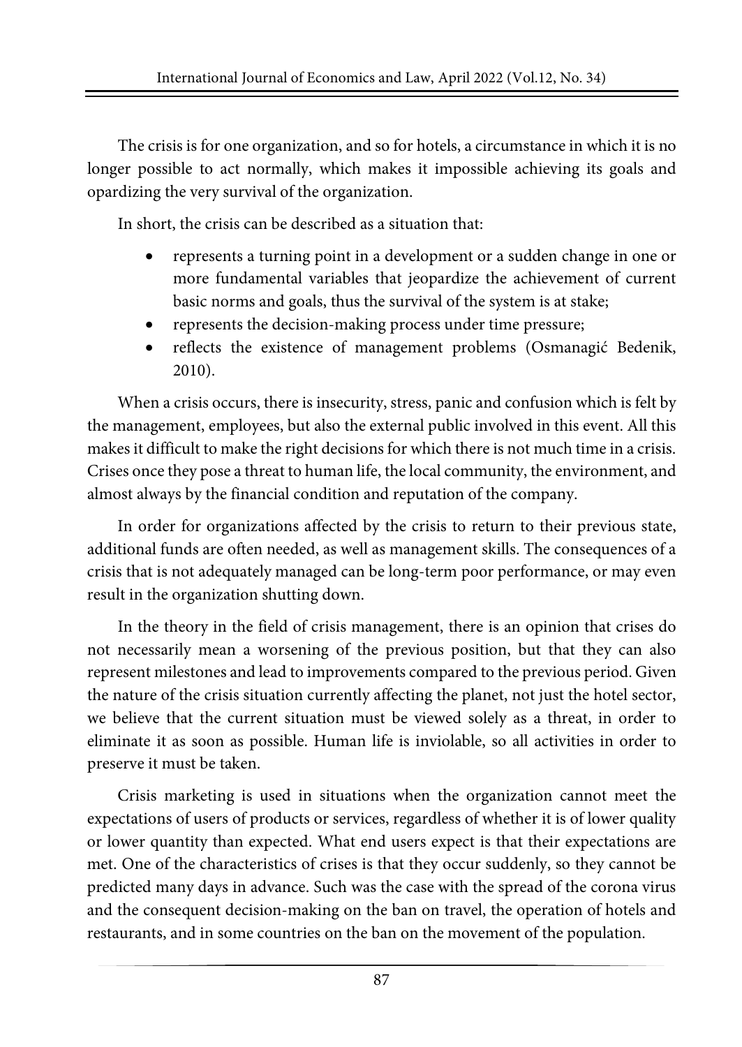The crisis is for one organization, and so for hotels, a circumstance in which it is no longer possible to act normally, which makes it impossible achieving its goals and opardizing the very survival of the organization.

In short, the crisis can be described as a situation that:

- represents a turning point in a development or a sudden change in one or more fundamental variables that jeopardize the achievement of current basic norms and goals, thus the survival of the system is at stake;
- represents the decision-making process under time pressure;
- reflects the existence of management problems (Osmanagić Bedenik, 2010).

When a crisis occurs, there is insecurity, stress, panic and confusion which is felt by the management, employees, but also the external public involved in this event. All this makes it difficult to make the right decisions for which there is not much time in a crisis. Crises once they pose a threat to human life, the local community, the environment, and almost always by the financial condition and reputation of the company.

In order for organizations affected by the crisis to return to their previous state, additional funds are often needed, as well as management skills. The consequences of a crisis that is not adequately managed can be long-term poor performance, or may even result in the organization shutting down.

In the theory in the field of crisis management, there is an opinion that crises do not necessarily mean a worsening of the previous position, but that they can also represent milestones and lead to improvements compared to the previous period. Given the nature of the crisis situation currently affecting the planet, not just the hotel sector, we believe that the current situation must be viewed solely as a threat, in order to eliminate it as soon as possible. Human life is inviolable, so all activities in order to preserve it must be taken.

Crisis marketing is used in situations when the organization cannot meet the expectations of users of products or services, regardless of whether it is of lower quality or lower quantity than expected. What end users expect is that their expectations are met. One of the characteristics of crises is that they occur suddenly, so they cannot be predicted many days in advance. Such was the case with the spread of the corona virus and the consequent decision-making on the ban on travel, the operation of hotels and restaurants, and in some countries on the ban on the movement of the population.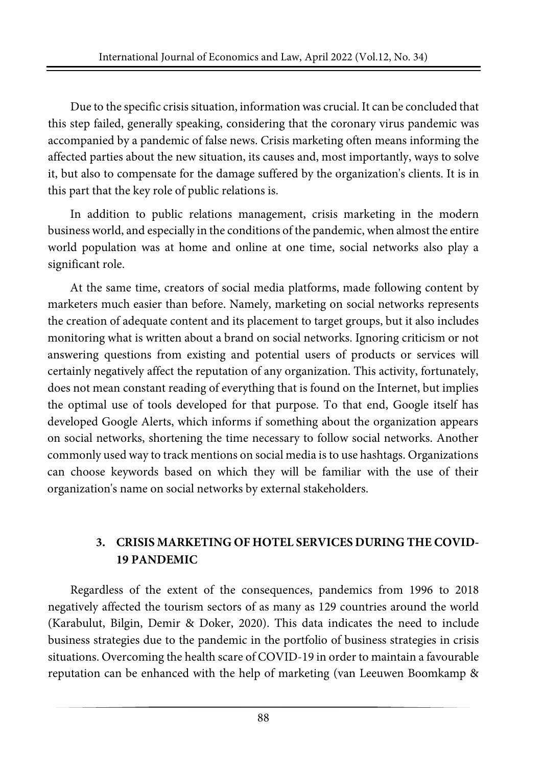Due to the specific crisis situation, information was crucial. It can be concluded that this step failed, generally speaking, considering that the coronary virus pandemic was accompanied by a pandemic of false news. Crisis marketing often means informing the affected parties about the new situation, its causes and, most importantly, ways to solve it, but also to compensate for the damage suffered by the organization's clients. It is in this part that the key role of public relations is.

In addition to public relations management, crisis marketing in the modern business world, and especially in the conditions of the pandemic, when almost the entire world population was at home and online at one time, social networks also play a significant role.

At the same time, creators of social media platforms, made following content by marketers much easier than before. Namely, marketing on social networks represents the creation of adequate content and its placement to target groups, but it also includes monitoring what is written about a brand on social networks. Ignoring criticism or not answering questions from existing and potential users of products or services will certainly negatively affect the reputation of any organization. This activity, fortunately, does not mean constant reading of everything that is found on the Internet, but implies the optimal use of tools developed for that purpose. To that end, Google itself has developed Google Alerts, which informs if something about the organization appears on social networks, shortening the time necessary to follow social networks. Another commonly used way to track mentions on social media is to use hashtags. Organizations can choose keywords based on which they will be familiar with the use of their organization's name on social networks by external stakeholders.

## 3. CRISIS MARKETING OF HOTEL SERVICES DURING THE COVID-19 PANDEMIC

Regardless of the extent of the consequences, pandemics from 1996 to 2018 negatively affected the tourism sectors of as many as 129 countries around the world (Karabulut, Bilgin, Demir & Doker, 2020). This data indicates the need to include business strategies due to the pandemic in the portfolio of business strategies in crisis situations. Overcoming the health scare of COVID-19 in order to maintain a favourable reputation can be enhanced with the help of marketing (van Leeuwen Boomkamp &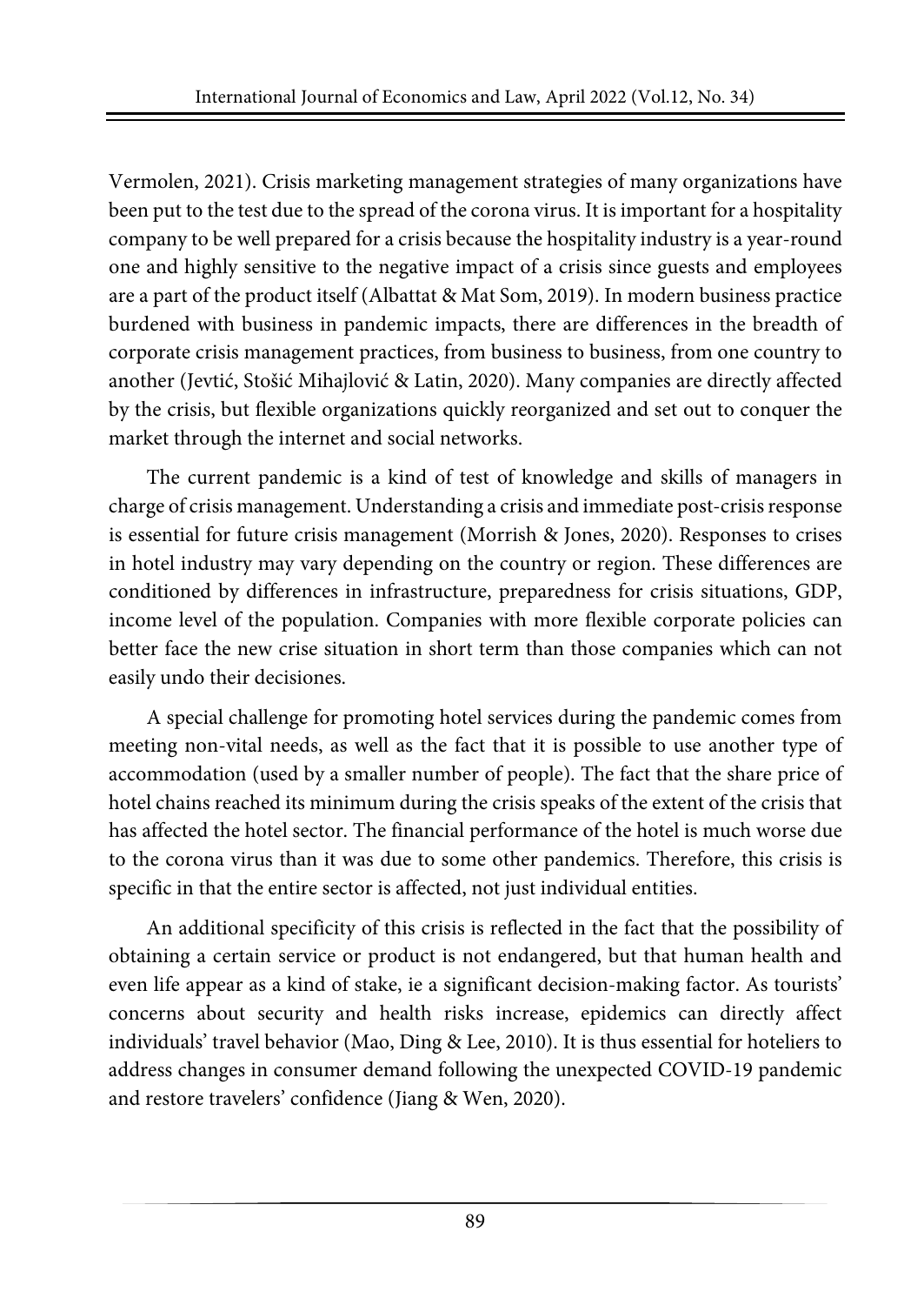Vermolen, 2021). Crisis marketing management strategies of many organizations have been put to the test due to the spread of the corona virus. It is important for a hospitality company to be well prepared for a crisis because the hospitality industry is a year-round one and highly sensitive to the negative impact of a crisis since guests and employees are a part of the product itself (Albattat & Mat Som, 2019). In modern business practice burdened with business in pandemic impacts, there are differences in the breadth of corporate crisis management practices, from business to business, from one country to another (Jevtić, Stošić Mihajlović & Latin, 2020). Many companies are directly affected by the crisis, but flexible organizations quickly reorganized and set out to conquer the market through the internet and social networks.

The current pandemic is a kind of test of knowledge and skills of managers in charge of crisis management. Understanding a crisis and immediate post-crisis response is essential for future crisis management (Morrish & Jones, 2020). Responses to crises in hotel industry may vary depending on the country or region. These differences are conditioned by differences in infrastructure, preparedness for crisis situations, GDP, income level of the population. Companies with more flexible corporate policies can better face the new crise situation in short term than those companies which can not easily undo their decisiones.

A special challenge for promoting hotel services during the pandemic comes from meeting non-vital needs, as well as the fact that it is possible to use another type of accommodation (used by a smaller number of people). The fact that the share price of hotel chains reached its minimum during the crisis speaks of the extent of the crisis that has affected the hotel sector. The financial performance of the hotel is much worse due to the corona virus than it was due to some other pandemics. Therefore, this crisis is specific in that the entire sector is affected, not just individual entities.

An additional specificity of this crisis is reflected in the fact that the possibility of obtaining a certain service or product is not endangered, but that human health and even life appear as a kind of stake, ie a significant decision-making factor. As tourists' concerns about security and health risks increase, epidemics can directly affect individuals' travel behavior (Mao, Ding & Lee, 2010). It is thus essential for hoteliers to address changes in consumer demand following the unexpected COVID-19 pandemic and restore travelers' confidence (Jiang & Wen, 2020).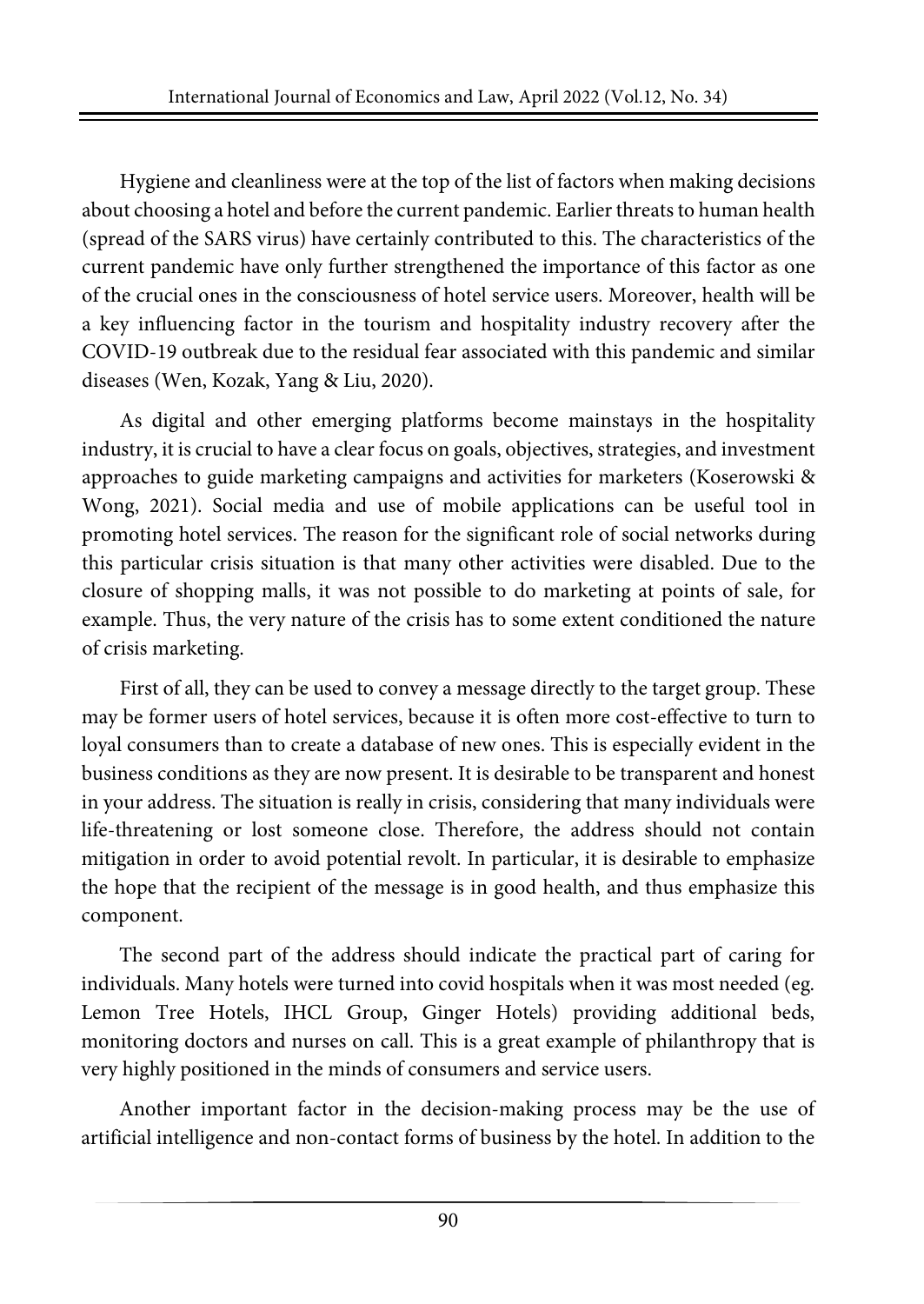Hygiene and cleanliness were at the top of the list of factors when making decisions about choosing a hotel and before the current pandemic. Earlier threats to human health (spread of the SARS virus) have certainly contributed to this. The characteristics of the current pandemic have only further strengthened the importance of this factor as one of the crucial ones in the consciousness of hotel service users. Moreover, health will be a key influencing factor in the tourism and hospitality industry recovery after the COVID-19 outbreak due to the residual fear associated with this pandemic and similar diseases (Wen, Kozak, Yang & Liu, 2020).

As digital and other emerging platforms become mainstays in the hospitality industry, it is crucial to have a clear focus on goals, objectives, strategies, and investment approaches to guide marketing campaigns and activities for marketers (Koserowski & Wong, 2021). Social media and use of mobile applications can be useful tool in promoting hotel services. The reason for the significant role of social networks during this particular crisis situation is that many other activities were disabled. Due to the closure of shopping malls, it was not possible to do marketing at points of sale, for example. Thus, the very nature of the crisis has to some extent conditioned the nature of crisis marketing.

First of all, they can be used to convey a message directly to the target group. These may be former users of hotel services, because it is often more cost-effective to turn to loyal consumers than to create a database of new ones. This is especially evident in the business conditions as they are now present. It is desirable to be transparent and honest in your address. The situation is really in crisis, considering that many individuals were life-threatening or lost someone close. Therefore, the address should not contain mitigation in order to avoid potential revolt. In particular, it is desirable to emphasize the hope that the recipient of the message is in good health, and thus emphasize this component.

The second part of the address should indicate the practical part of caring for individuals. Many hotels were turned into covid hospitals when it was most needed (eg. Lemon Tree Hotels, IHCL Group, Ginger Hotels) providing additional beds, monitoring doctors and nurses on call. This is a great example of philanthropy that is very highly positioned in the minds of consumers and service users.

Another important factor in the decision-making process may be the use of artificial intelligence and non-contact forms of business by the hotel. In addition to the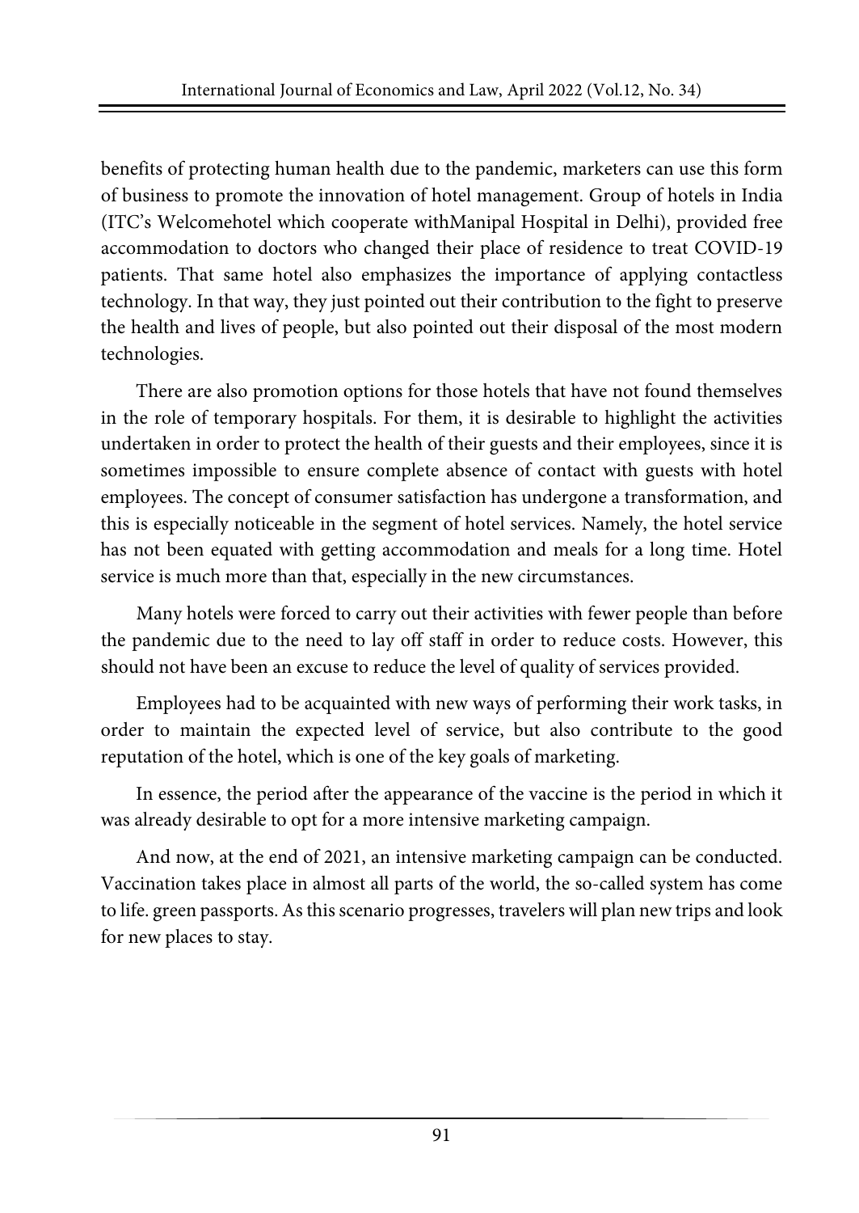benefits of protecting human health due to the pandemic, marketers can use this form of business to promote the innovation of hotel management. Group of hotels in India (ITC's Welcomehotel which cooperate withManipal Hospital in Delhi), provided free accommodation to doctors who changed their place of residence to treat COVID-19 patients. That same hotel also emphasizes the importance of applying contactless technology. In that way, they just pointed out their contribution to the fight to preserve the health and lives of people, but also pointed out their disposal of the most modern technologies.

There are also promotion options for those hotels that have not found themselves in the role of temporary hospitals. For them, it is desirable to highlight the activities undertaken in order to protect the health of their guests and their employees, since it is sometimes impossible to ensure complete absence of contact with guests with hotel employees. The concept of consumer satisfaction has undergone a transformation, and this is especially noticeable in the segment of hotel services. Namely, the hotel service has not been equated with getting accommodation and meals for a long time. Hotel service is much more than that, especially in the new circumstances.

Many hotels were forced to carry out their activities with fewer people than before the pandemic due to the need to lay off staff in order to reduce costs. However, this should not have been an excuse to reduce the level of quality of services provided.

Employees had to be acquainted with new ways of performing their work tasks, in order to maintain the expected level of service, but also contribute to the good reputation of the hotel, which is one of the key goals of marketing.

In essence, the period after the appearance of the vaccine is the period in which it was already desirable to opt for a more intensive marketing campaign.

And now, at the end of 2021, an intensive marketing campaign can be conducted. Vaccination takes place in almost all parts of the world, the so-called system has come to life. green passports. As this scenario progresses, travelers will plan new trips and look for new places to stay.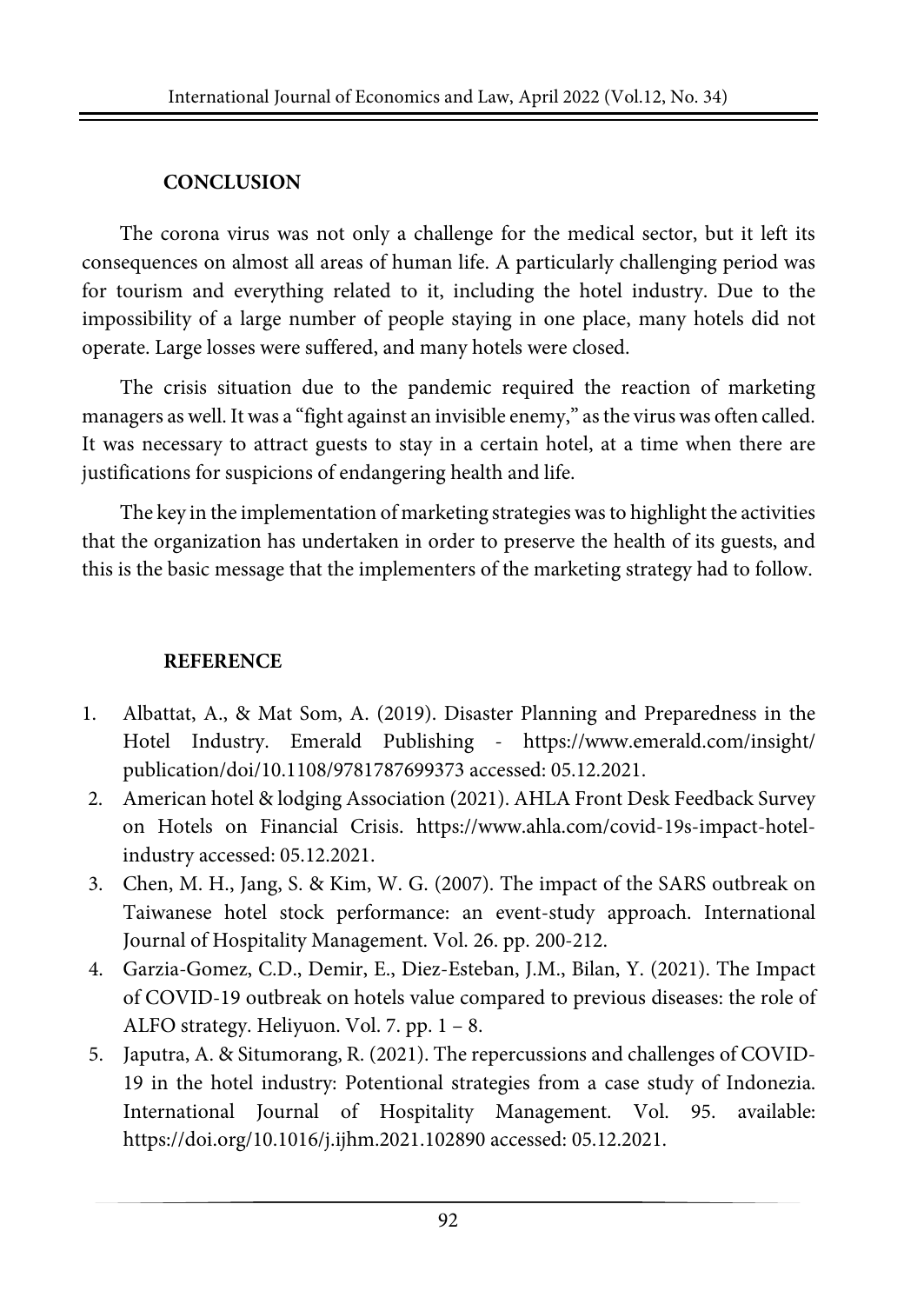## CONCLUSION

The corona virus was not only a challenge for the medical sector, but it left its consequences on almost all areas of human life. A particularly challenging period was for tourism and everything related to it, including the hotel industry. Due to the impossibility of a large number of people staying in one place, many hotels did not operate. Large losses were suffered, and many hotels were closed.

The crisis situation due to the pandemic required the reaction of marketing managers as well. It was a "fight against an invisible enemy," as the virus was often called. It was necessary to attract guests to stay in a certain hotel, at a time when there are justifications for suspicions of endangering health and life.

The key in the implementation of marketing strategies was to highlight the activities that the organization has undertaken in order to preserve the health of its guests, and this is the basic message that the implementers of the marketing strategy had to follow.

## REFERENCE

1. Albattat, A., & Mat Som, A. (2019). Disaster Planning and Preparedness in the Hotel Industry. Emerald Publishing - https://www.emerald.com/insight/publication/doi/10.1108/9781787699373 accessed: 05.12.2021.
2. American hotel & lodging Association (2021). AHLA Front Desk Feedback Survey on Hotels on Financial Crisis. https://www.ahla.com/covid-19s-impact-hotel-industry accessed: 05.12.2021.
3. Chen, M. H., Jang, S. & Kim, W. G. (2007). The impact of the SARS outbreak on Taiwanese hotel stock performance: an event-study approach. International Journal of Hospitality Management. Vol. 26. pp. 200-212.
4. Garzia-Gomez, C.D., Demir, E., Diez-Esteban, J.M., Bilan, Y. (2021). The Impact of COVID-19 outbreak on hotels value compared to previous diseases: the role of ALFO strategy. Heliyuon. Vol. 7. pp. 1 – 8.
5. Japutra, A. & Situmorang, R. (2021). The repercussions and challenges of COVID-19 in the hotel industry: Potentional strategies from a case study of Indonezia. International Journal of Hospitality Management. Vol. 95. available: https://doi.org/10.1016/j.ijhm.2021.102890 accessed: 05.12.2021.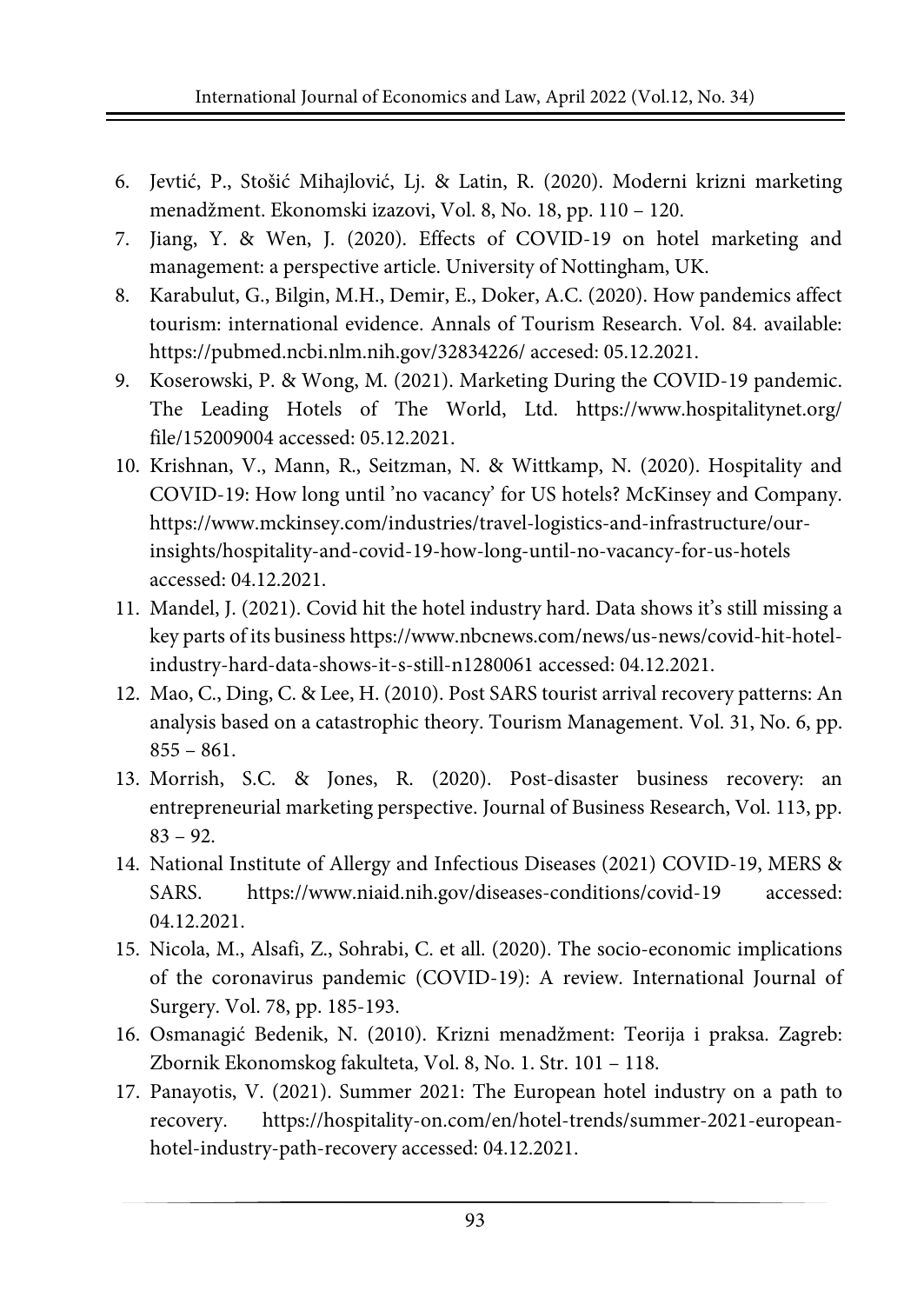6. Jevtić, P., Stošić Mihajlović, Lj. & Latin, R. (2020). Moderni krizni marketing menadžment. Ekonomski izazovi, Vol. 8, No. 18, pp. 110 – 120.
7. Jiang, Y. & Wen, J. (2020). Effects of COVID-19 on hotel marketing and management: a perspective article. University of Nottingham, UK.
8. Karabulut, G., Bilgin, M.H., Demir, E., Doker, A.C. (2020). How pandemics affect tourism: international evidence. Annals of Tourism Research. Vol. 84. available: https://pubmed.ncbi.nlm.nih.gov/32834226/ accesed: 05.12.2021.
9. Koserowski, P. & Wong, M. (2021). Marketing During the COVID-19 pandemic. The Leading Hotels of The World, Ltd. https://www.hospitalitynet.org/file/152009004 accessed: 05.12.2021.
10. Krishnan, V., Mann, R., Seitzman, N. & Wittkamp, N. (2020). Hospitality and COVID-19: How long until 'no vacancy' for US hotels? McKinsey and Company. https://www.mckinsey.com/industries/travel-logistics-and-infrastructure/our-insights/hospitality-and-covid-19-how-long-until-no-vacancy-for-us-hotels accessed: 04.12.2021.
11. Mandel, J. (2021). Covid hit the hotel industry hard. Data shows it's still missing a key parts of its business https://www.nbcnews.com/news/us-news/covid-hit-hotel-industry-hard-data-shows-it-s-still-n1280061 accessed: 04.12.2021.
12. Mao, C., Ding, C. & Lee, H. (2010). Post SARS tourist arrival recovery patterns: An analysis based on a catastrophic theory. Tourism Management. Vol. 31, No. 6, pp. 855 – 861.
13. Morrish, S.C. & Jones, R. (2020). Post-disaster business recovery: an entrepreneurial marketing perspective. Journal of Business Research, Vol. 113, pp. 83 – 92.
14. National Institute of Allergy and Infectious Diseases (2021) COVID-19, MERS & SARS. https://www.niaid.nih.gov/diseases-conditions/covid-19 accessed: 04.12.2021.
15. Nicola, M., Alsafi, Z., Sohrabi, C. et all. (2020). The socio-economic implications of the coronavirus pandemic (COVID-19): A review. International Journal of Surgery. Vol. 78, pp. 185-193.
16. Osmanagić Bedenik, N. (2010). Krizni menadžment: Teorija i praksa. Zagreb: Zbornik Ekonomskog fakulteta, Vol. 8, No. 1. Str. 101 – 118.
17. Panayotis, V. (2021). Summer 2021: The European hotel industry on a path to recovery. https://hospitality-on.com/en/hotel-trends/summer-2021-european-hotel-industry-path-recovery accessed: 04.12.2021.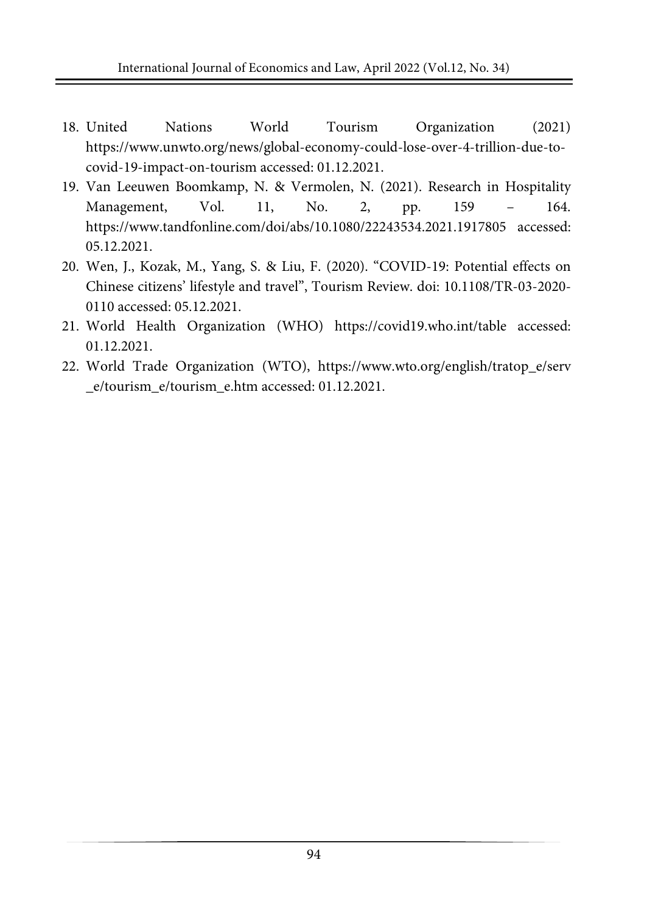18. United Nations World Tourism Organization (2021) https://www.unwto.org/news/global-economy-could-lose-over-4-trillion-due-to-covid-19-impact-on-tourism accessed: 01.12.2021.
19. Van Leeuwen Boomkamp, N. & Vermolen, N. (2021). Research in Hospitality Management, Vol. 11, No. 2, pp. 159 – 164. https://www.tandfonline.com/doi/abs/10.1080/22243534.2021.1917805 accessed: 05.12.2021.
20. Wen, J., Kozak, M., Yang, S. & Liu, F. (2020). "COVID-19: Potential effects on Chinese citizens' lifestyle and travel", Tourism Review. doi: 10.1108/TR-03-2020-0110 accessed: 05.12.2021.
21. World Health Organization (WHO) https://covid19.who.int/table accessed: 01.12.2021.
22. World Trade Organization (WTO), https://www.wto.org/english/tratop_e/serv_e/tourism_e/tourism_e.htm accessed: 01.12.2021.